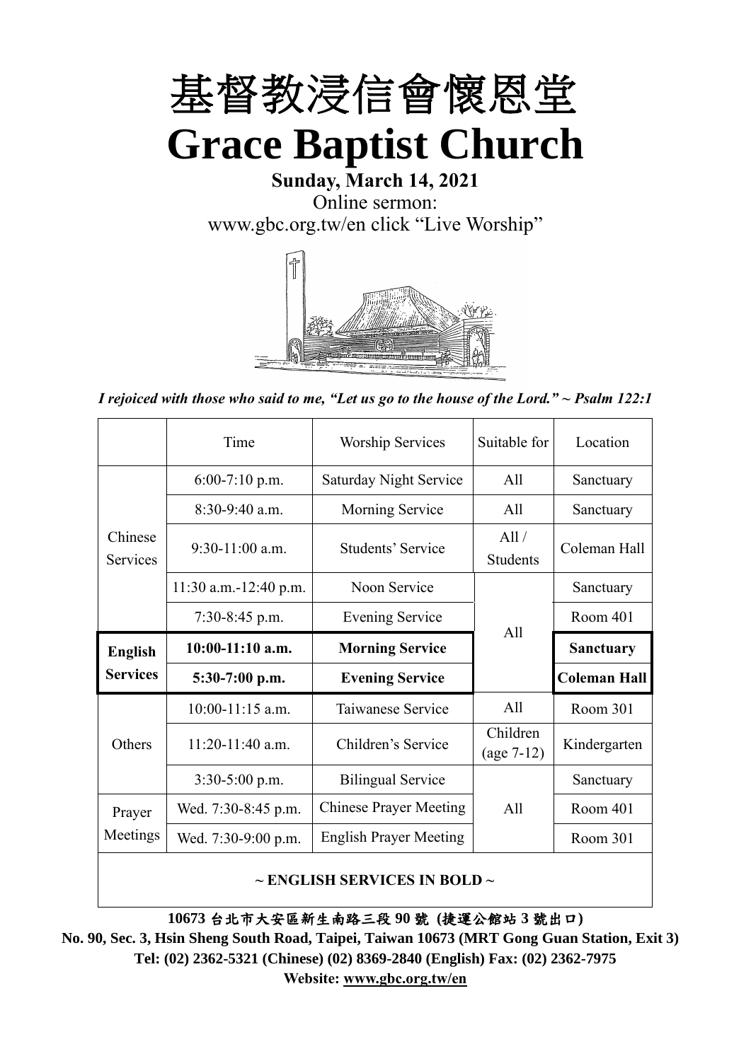# 基督教浸信會懷恩堂
# Grace Baptist Church

**Sunday, March 14, 2021**

Online sermon:
www.gbc.org.tw/en click "Live Worship"

*I rejoiced with those who said to me, "Let us go to the house of the Lord." ~ Psalm 122:1*

| | Time | Worship Services | Suitable for | Location |
|---|---|---|---|---|
| Chinese Services | 6:00-7:10 p.m. | Saturday Night Service | All | Sanctuary |
| | 8:30-9:40 a.m. | Morning Service | All | Sanctuary |
| | 9:30-11:00 a.m. | Students' Service | All / Students | Coleman Hall |
| | 11:30 a.m.-12:40 p.m. | Noon Service | All | Sanctuary |
| | 7:30-8:45 p.m. | Evening Service | All | Room 401 |
| **English Services** | **10:00-11:10 a.m.** | **Morning Service** | All | **Sanctuary** |
| | **5:30-7:00 p.m.** | **Evening Service** | All | **Coleman Hall** |
| Others | 10:00-11:15 a.m. | Taiwanese Service | All | Room 301 |
| | 11:20-11:40 a.m. | Children's Service | Children (age 7-12) | Kindergarten |
| | 3:30-5:00 p.m. | Bilingual Service | All | Sanctuary |
| Prayer Meetings | Wed. 7:30-8:45 p.m. | Chinese Prayer Meeting | All | Room 401 |
| | Wed. 7:30-9:00 p.m. | English Prayer Meeting | All | Room 301 |

**~ ENGLISH SERVICES IN BOLD ~**

**10673 台北市大安區新生南路三段 90 號 (捷運公館站 3 號出口)**

**No. 90, Sec. 3, Hsin Sheng South Road, Taipei, Taiwan 10673 (MRT Gong Guan Station, Exit 3)**

**Tel: (02) 2362-5321 (Chinese) (02) 8369-2840 (English) Fax: (02) 2362-7975**

**Website: www.gbc.org.tw/en**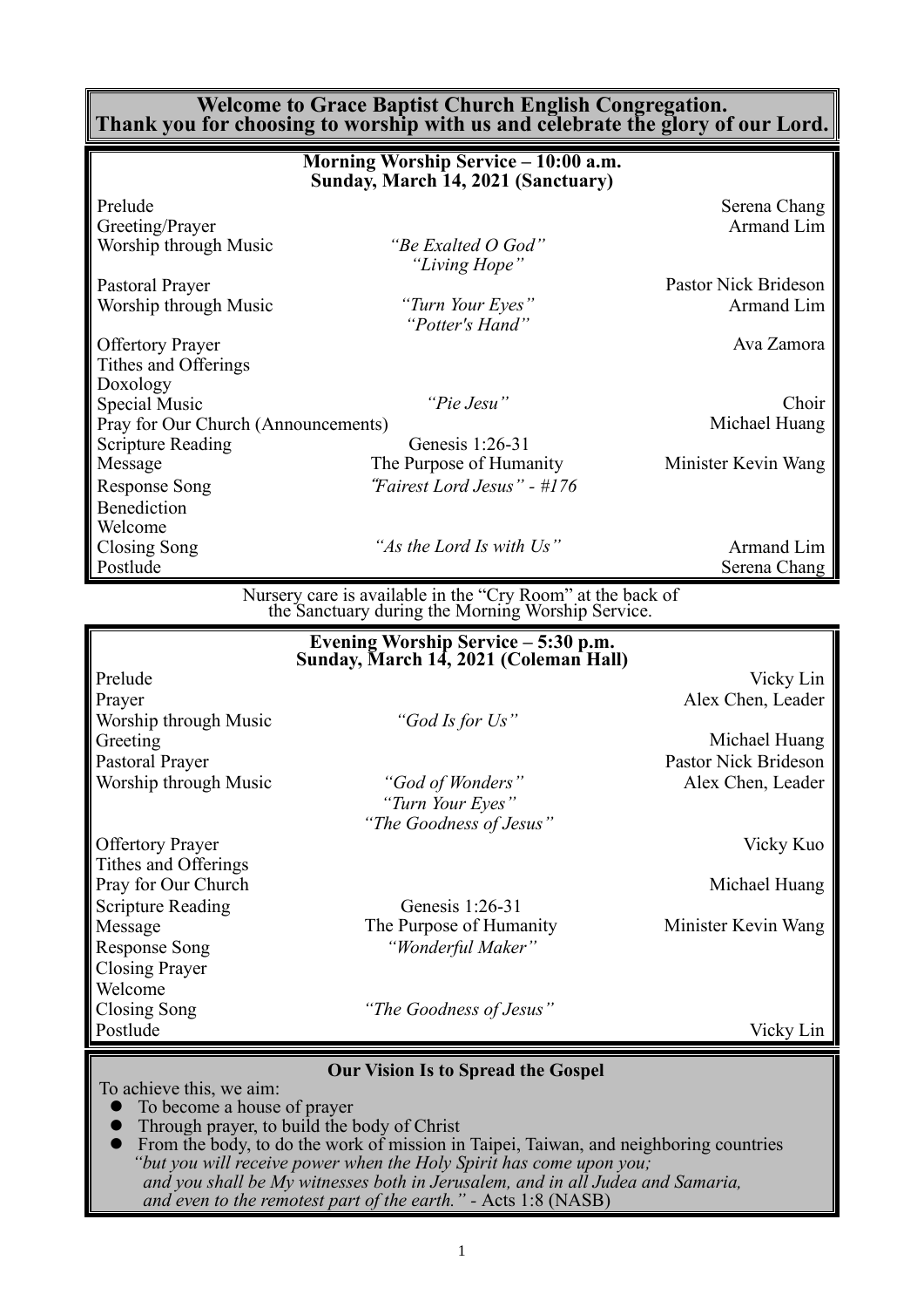# Welcome to Grace Baptist Church English Congregation.
# Thank you for choosing to worship with us and celebrate the glory of our Lord.

## Morning Worship Service – 10:00 a.m.
### Sunday, March 14, 2021 (Sanctuary)

| | | |
|---|---|---|
| Prelude | | Serena Chang |
| Greeting/Prayer | | Armand Lim |
| Worship through Music | *"Be Exalted O God"* *"Living Hope"* | |
| Pastoral Prayer | | Pastor Nick Brideson |
| Worship through Music | *"Turn Your Eyes"* *"Potter's Hand"* | Armand Lim |
| Offertory Prayer | | Ava Zamora |
| Tithes and Offerings | | |
| Doxology | | |
| Special Music | *"Pie Jesu"* | Choir |
| Pray for Our Church (Announcements) | | Michael Huang |
| Scripture Reading | Genesis 1:26-31 | |
| Message | The Purpose of Humanity | Minister Kevin Wang |
| Response Song | *"Fairest Lord Jesus" - #176* | |
| Benediction | | |
| Welcome | | |
| Closing Song | *"As the Lord Is with Us"* | Armand Lim |
| Postlude | | Serena Chang |

Nursery care is available in the "Cry Room" at the back of the Sanctuary during the Morning Worship Service.

## Evening Worship Service – 5:30 p.m.
### Sunday, March 14, 2021 (Coleman Hall)

| | | |
|---|---|---|
| Prelude | | Vicky Lin |
| Prayer | | Alex Chen, Leader |
| Worship through Music | *"God Is for Us"* | |
| Greeting | | Michael Huang |
| Pastoral Prayer | | Pastor Nick Brideson |
| Worship through Music | *"God of Wonders"* *"Turn Your Eyes"* *"The Goodness of Jesus"* | Alex Chen, Leader |
| Offertory Prayer | | Vicky Kuo |
| Tithes and Offerings | | |
| Pray for Our Church | | Michael Huang |
| Scripture Reading | Genesis 1:26-31 | |
| Message | The Purpose of Humanity | Minister Kevin Wang |
| Response Song | *"Wonderful Maker"* | |
| Closing Prayer | | |
| Welcome | | |
| Closing Song | *"The Goodness of Jesus"* | |
| Postlude | | Vicky Lin |

## Our Vision Is to Spread the Gospel

To achieve this, we aim:

- To become a house of prayer
- Through prayer, to build the body of Christ
- From the body, to do the work of mission in Taipei, Taiwan, and neighboring countries

*"but you will receive power when the Holy Spirit has come upon you; and you shall be My witnesses both in Jerusalem, and in all Judea and Samaria, and even to the remotest part of the earth."* - Acts 1:8 (NASB)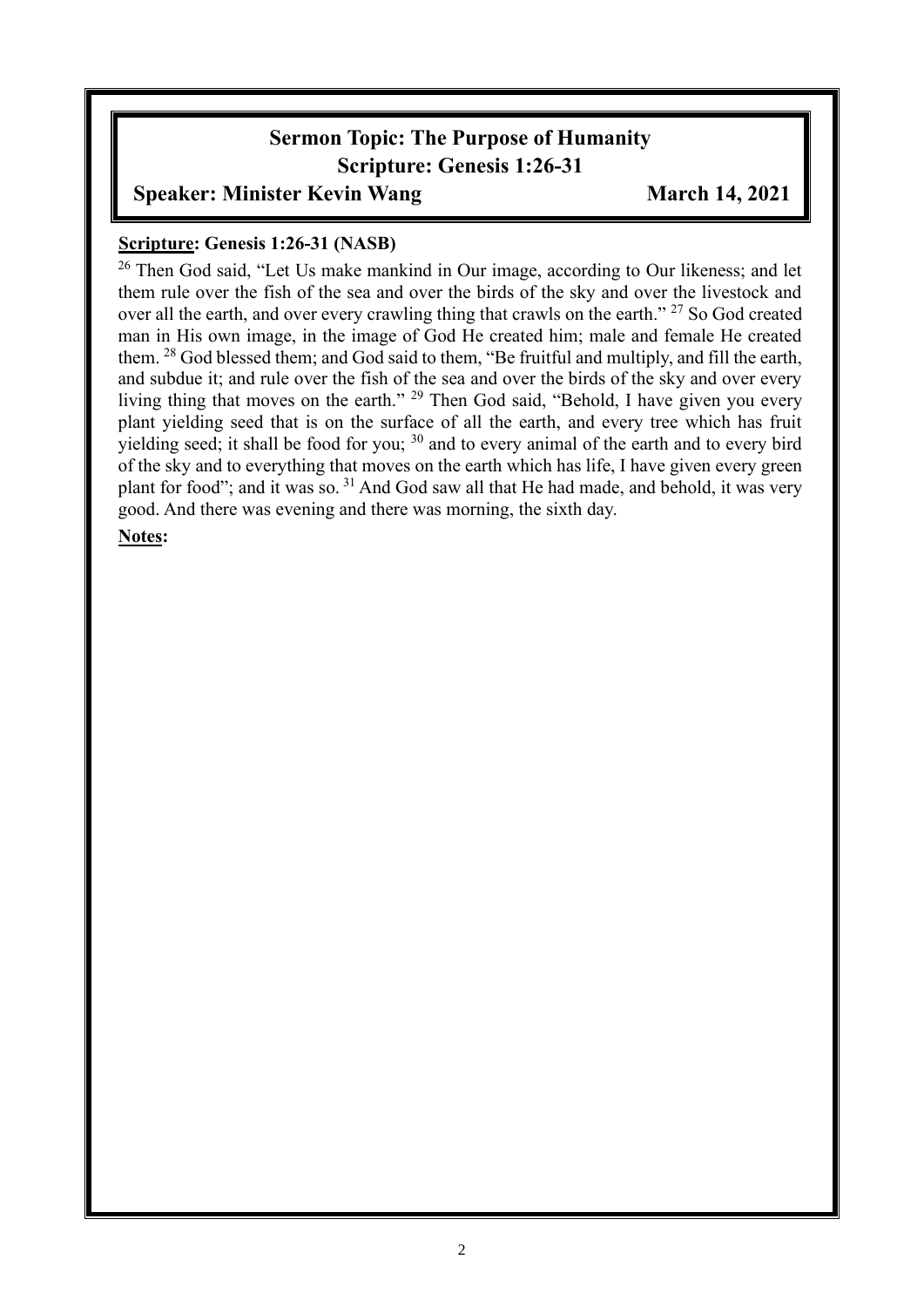# Sermon Topic: The Purpose of Humanity

## Scripture: Genesis 1:26-31

**Speaker: Minister Kevin Wang** **March 14, 2021**

**Scripture: Genesis 1:26-31 (NASB)**

[26] Then God said, "Let Us make mankind in Our image, according to Our likeness; and let them rule over the fish of the sea and over the birds of the sky and over the livestock and over all the earth, and over every crawling thing that crawls on the earth." [27] So God created man in His own image, in the image of God He created him; male and female He created them. [28] God blessed them; and God said to them, "Be fruitful and multiply, and fill the earth, and subdue it; and rule over the fish of the sea and over the birds of the sky and over every living thing that moves on the earth." [29] Then God said, "Behold, I have given you every plant yielding seed that is on the surface of all the earth, and every tree which has fruit yielding seed; it shall be food for you; [30] and to every animal of the earth and to every bird of the sky and to everything that moves on the earth which has life, I have given every green plant for food"; and it was so. [31] And God saw all that He had made, and behold, it was very good. And there was evening and there was morning, the sixth day.

**Notes:**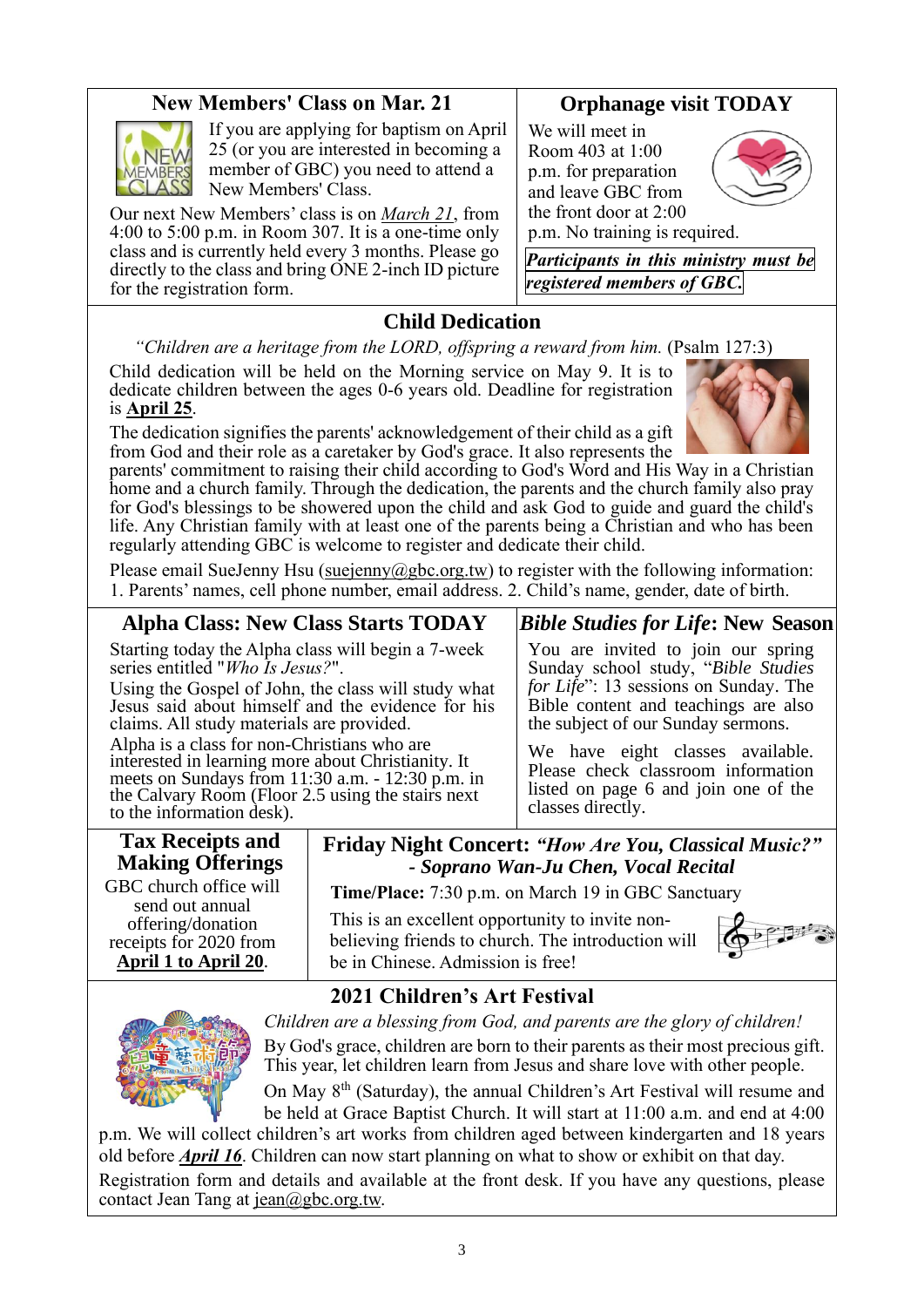## New Members' Class on Mar. 21

If you are applying for baptism on April 25 (or you are interested in becoming a member of GBC) you need to attend a New Members' Class.

Our next New Members' class is on *March 21*, from 4:00 to 5:00 p.m. in Room 307. It is a one-time only class and is currently held every 3 months. Please go directly to the class and bring ONE 2-inch ID picture for the registration form.

## Orphanage visit TODAY

We will meet in Room 403 at 1:00 p.m. for preparation and leave GBC from the front door at 2:00 p.m. No training is required.

***Participants in this ministry must be registered members of GBC.***

## Child Dedication

*"Children are a heritage from the LORD, offspring a reward from him.* (Psalm 127:3)

Child dedication will be held on the Morning service on May 9. It is to dedicate children between the ages 0-6 years old. Deadline for registration is **April 25**.

The dedication signifies the parents' acknowledgement of their child as a gift from God and their role as a caretaker by God's grace. It also represents the parents' commitment to raising their child according to God's Word and His Way in a Christian home and a church family. Through the dedication, the parents and the church family also pray for God's blessings to be showered upon the child and ask God to guide and guard the child's life. Any Christian family with at least one of the parents being a Christian and who has been regularly attending GBC is welcome to register and dedicate their child.

Please email SueJenny Hsu (suejenny@gbc.org.tw) to register with the following information: 1. Parents' names, cell phone number, email address. 2. Child's name, gender, date of birth.

## Alpha Class: New Class Starts TODAY

Starting today the Alpha class will begin a 7-week series entitled "*Who Is Jesus?*".

Using the Gospel of John, the class will study what Jesus said about himself and the evidence for his claims. All study materials are provided.

Alpha is a class for non-Christians who are interested in learning more about Christianity. It meets on Sundays from 11:30 a.m. - 12:30 p.m. in the Calvary Room (Floor 2.5 using the stairs next to the information desk).

## *Bible Studies for Life*: New Season

You are invited to join our spring Sunday school study, "*Bible Studies for Life*": 13 sessions on Sunday. The Bible content and teachings are also the subject of our Sunday sermons.

We have eight classes available. Please check classroom information listed on page 6 and join one of the classes directly.

## Tax Receipts and Making Offerings

GBC church office will send out annual offering/donation receipts for 2020 from **April 1 to April 20**.

## Friday Night Concert: *"How Are You, Classical Music?" - Soprano Wan-Ju Chen, Vocal Recital*

**Time/Place:** 7:30 p.m. on March 19 in GBC Sanctuary

This is an excellent opportunity to invite non-believing friends to church. The introduction will be in Chinese. Admission is free!

## 2021 Children's Art Festival

*Children are a blessing from God, and parents are the glory of children!*

By God's grace, children are born to their parents as their most precious gift. This year, let children learn from Jesus and share love with other people.

On May 8th (Saturday), the annual Children's Art Festival will resume and be held at Grace Baptist Church. It will start at 11:00 a.m. and end at 4:00 p.m. We will collect children's art works from children aged between kindergarten and 18 years old before ***April 16***. Children can now start planning on what to show or exhibit on that day.

Registration form and details and available at the front desk. If you have any questions, please contact Jean Tang at jean@gbc.org.tw.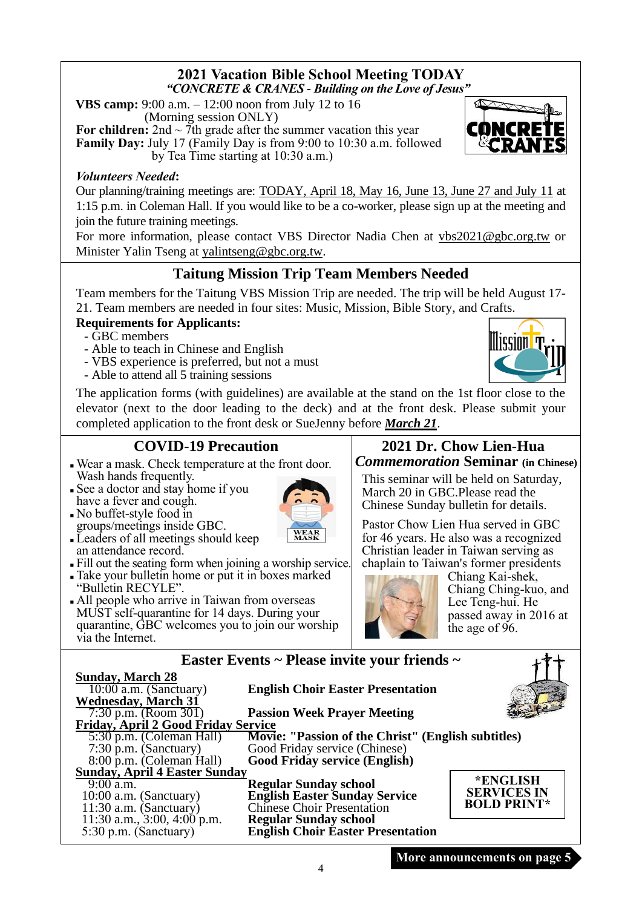## 2021 Vacation Bible School Meeting TODAY

***"CONCRETE & CRANES - Building on the Love of Jesus"***

**VBS camp:** 9:00 a.m. – 12:00 noon from July 12 to 16 (Morning session ONLY)
**For children:** 2nd ~ 7th grade after the summer vacation this year
**Family Day:** July 17 (Family Day is from 9:00 to 10:30 a.m. followed by Tea Time starting at 10:30 a.m.)

***Volunteers Needed*:**
Our planning/training meetings are: TODAY, April 18, May 16, June 13, June 27 and July 11 at 1:15 p.m. in Coleman Hall. If you would like to be a co-worker, please sign up at the meeting and join the future training meetings.
For more information, please contact VBS Director Nadia Chen at vbs2021@gbc.org.tw or Minister Yalin Tseng at yalintseng@gbc.org.tw.

## Taitung Mission Trip Team Members Needed

Team members for the Taitung VBS Mission Trip are needed. The trip will be held August 17-21. Team members are needed in four sites: Music, Mission, Bible Story, and Crafts.

**Requirements for Applicants:**
- GBC members
- Able to teach in Chinese and English
- VBS experience is preferred, but not a must
- Able to attend all 5 training sessions

The application forms (with guidelines) are available at the stand on the 1st floor close to the elevator (next to the door leading to the deck) and at the front desk. Please submit your completed application to the front desk or SueJenny before ***March 21***.

## COVID-19 Precaution

- Wear a mask. Check temperature at the front door. Wash hands frequently.
- See a doctor and stay home if you have a fever and cough.
- No buffet-style food in groups/meetings inside GBC.
- Leaders of all meetings should keep an attendance record.
- Fill out the seating form when joining a worship service.
- Take your bulletin home or put it in boxes marked "Bulletin RECYLE".
- All people who arrive in Taiwan from overseas MUST self-quarantine for 14 days. During your quarantine, GBC welcomes you to join our worship via the Internet.

## 2021 Dr. Chow Lien-Hua *Commemoration* Seminar (in Chinese)

This seminar will be held on Saturday, March 20 in GBC.Please read the Chinese Sunday bulletin for details.

Pastor Chow Lien Hua served in GBC for 46 years. He also was a recognized Christian leader in Taiwan serving as chaplain to Taiwan's former presidents Chiang Kai-shek, Chiang Ching-kuo, and Lee Teng-hui. He passed away in 2016 at the age of 96.

## Easter Events ~ Please invite your friends ~

**Sunday, March 28**
10:00 a.m. (Sanctuary) — **English Choir Easter Presentation**

**Wednesday, March 31**
7:30 p.m. (Room 301) — **Passion Week Prayer Meeting**

**Friday, April 2 Good Friday Service**
5:30 p.m. (Coleman Hall) — **Movie: "Passion of the Christ" (English subtitles)**
7:30 p.m. (Sanctuary) — Good Friday service (Chinese)
8:00 p.m. (Coleman Hall) — **Good Friday service (English)**

**Sunday, April 4 Easter Sunday**
9:00 a.m. — **Regular Sunday school**
10:00 a.m. (Sanctuary) — **English Easter Sunday Service**
11:30 a.m. (Sanctuary) — Chinese Choir Presentation
11:30 a.m., 3:00, 4:00 p.m. — **Regular Sunday school**
5:30 p.m. (Sanctuary) — **English Choir Easter Presentation**

***ENGLISH SERVICES IN BOLD PRINT***

**More announcements on page 5**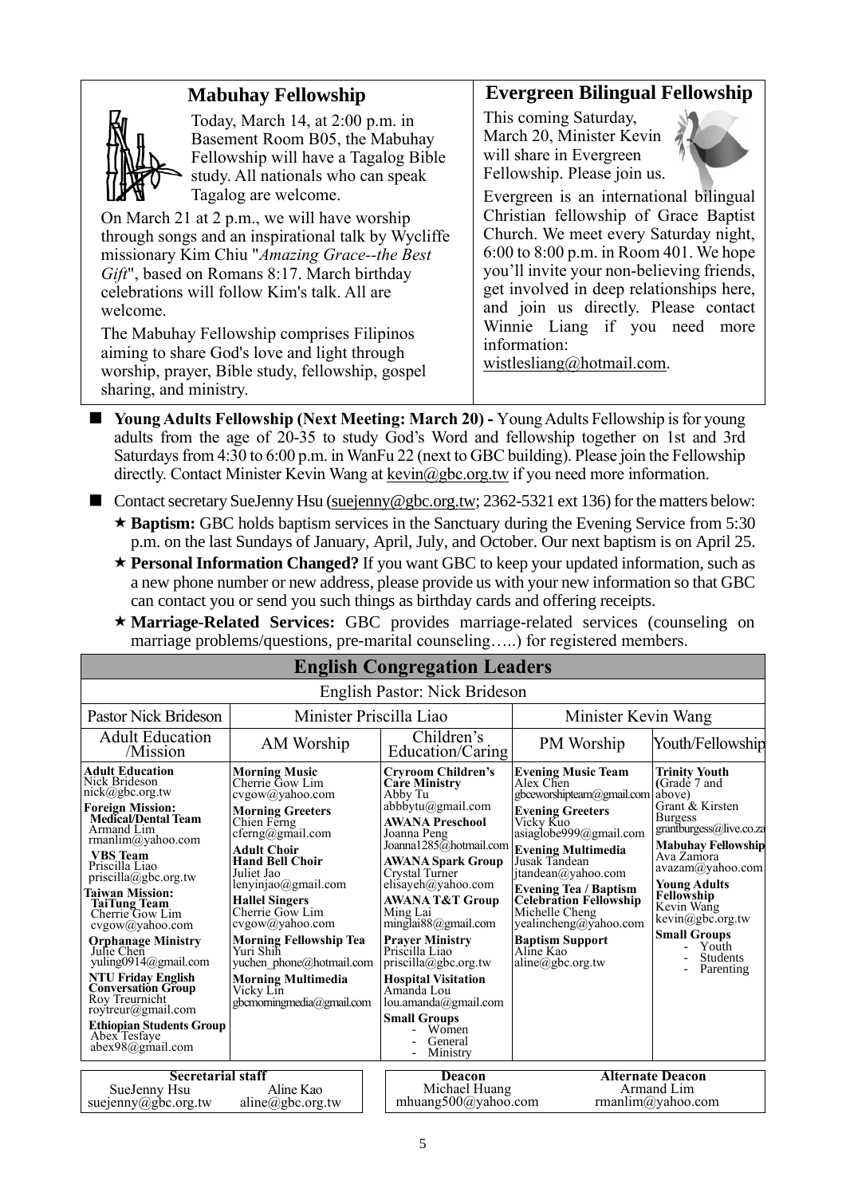## Mabuhay Fellowship

Today, March 14, at 2:00 p.m. in Basement Room B05, the Mabuhay Fellowship will have a Tagalog Bible study. All nationals who can speak Tagalog are welcome.

On March 21 at 2 p.m., we will have worship through songs and an inspirational talk by Wycliffe missionary Kim Chiu "*Amazing Grace--the Best Gift*", based on Romans 8:17. March birthday celebrations will follow Kim's talk. All are welcome.

The Mabuhay Fellowship comprises Filipinos aiming to share God's love and light through worship, prayer, Bible study, fellowship, gospel sharing, and ministry.

## Evergreen Bilingual Fellowship

This coming Saturday, March 20, Minister Kevin will share in Evergreen Fellowship. Please join us.

Evergreen is an international bilingual Christian fellowship of Grace Baptist Church. We meet every Saturday night, 6:00 to 8:00 p.m. in Room 401. We hope you'll invite your non-believing friends, get involved in deep relationships here, and join us directly. Please contact Winnie Liang if you need more information: wistlesliang@hotmail.com.

- **Young Adults Fellowship (Next Meeting: March 20) -** Young Adults Fellowship is for young adults from the age of 20-35 to study God's Word and fellowship together on 1st and 3rd Saturdays from 4:30 to 6:00 p.m. in WanFu 22 (next to GBC building). Please join the Fellowship directly. Contact Minister Kevin Wang at kevin@gbc.org.tw if you need more information.

- Contact secretary SueJenny Hsu (suejenny@gbc.org.tw; 2362-5321 ext 136) for the matters below:
  - ★ **Baptism:** GBC holds baptism services in the Sanctuary during the Evening Service from 5:30 p.m. on the last Sundays of January, April, July, and October. Our next baptism is on April 25.
  - ★ **Personal Information Changed?** If you want GBC to keep your updated information, such as a new phone number or new address, please provide us with your new information so that GBC can contact you or send you such things as birthday cards and offering receipts.
  - ★ **Marriage-Related Services:** GBC provides marriage-related services (counseling on marriage problems/questions, pre-marital counseling…..) for registered members.

## English Congregation Leaders

English Pastor: Nick Brideson

| Pastor Nick Brideson | Minister Priscilla Liao | | Minister Kevin Wang | |
|---|---|---|---|---|
| Adult Education /Mission | AM Worship | Children's Education/Caring | PM Worship | Youth/Fellowship |
| **Adult Education** Nick Brideson nick@gbc.org.tw<br>**Foreign Mission:**<br>**Medical/Dental Team** Armand Lim rmanlim@yahoo.com<br>**VBS Team** Priscilla Liao priscilla@gbc.org.tw<br>**Taiwan Mission:**<br>**TaiTung Team** Cherrie Gow Lim cvgow@yahoo.com<br>**Orphanage Ministry** Julie Chen yuling0914@gmail.com<br>**NTU Friday English Conversation Group** Roy Treurnicht roytreur@gmail.com<br>**Ethiopian Students Group** Abex Tesfaye abex98@gmail.com | **Morning Music** Cherrie Gow Lim cvgow@yahoo.com<br>**Morning Greeters** Chien Ferng cferng@gmail.com<br>**Adult Choir**<br>**Hand Bell Choir** Juliet Jao lenyinjao@gmail.com<br>**Hallel Singers** Cherrie Gow Lim cvgow@yahoo.com<br>**Morning Fellowship Tea** Yuri Shih yuchen_phone@hotmail.com<br>**Morning Multimedia** Vicky Lin gbcmorningmedia@gmail.com | **Cryroom Children's Care Ministry** Abby Tu abbbytu@gmail.com<br>**AWANA Preschool** Joanna Peng Joanna1285@hotmail.com<br>**AWANA Spark Group** Crystal Turner elisayeh@yahoo.com<br>**AWANA T&T Group** Ming Lai minglai88@gmail.com<br>**Prayer Ministry** Priscilla Liao priscilla@gbc.org.tw<br>**Hospital Visitation** Amanda Lou lou.amanda@gmail.com<br>**Small Groups**<br>- Women<br>- General<br>- Ministry | **Evening Music Team** Alex Chen gbceworshipteam@gmail.com<br>**Evening Greeters** Vicky Kuo asiaglobe999@gmail.com<br>**Evening Multimedia** Jusak Tandean jtandean@yahoo.com<br>**Evening Tea / Baptism Celebration Fellowship** Michelle Cheng yealincheng@yahoo.com<br>**Baptism Support** Aline Kao aline@gbc.org.tw | **Trinity Youth** (Grade 7 and above) Grant & Kirsten Burgess grantburgess@live.co.za<br>**Mabuhay Fellowship** Ava Zamora avazam@yahoo.com<br>**Young Adults Fellowship** Kevin Wang kevin@gbc.org.tw<br>**Small Groups**<br>- Youth<br>- Students<br>- Parenting |

| Secretarial staff | | Deacon | Alternate Deacon |
|---|---|---|---|
| SueJenny Hsu suejenny@gbc.org.tw | Aline Kao aline@gbc.org.tw | Michael Huang mhuang500@yahoo.com | Armand Lim rmanlim@yahoo.com |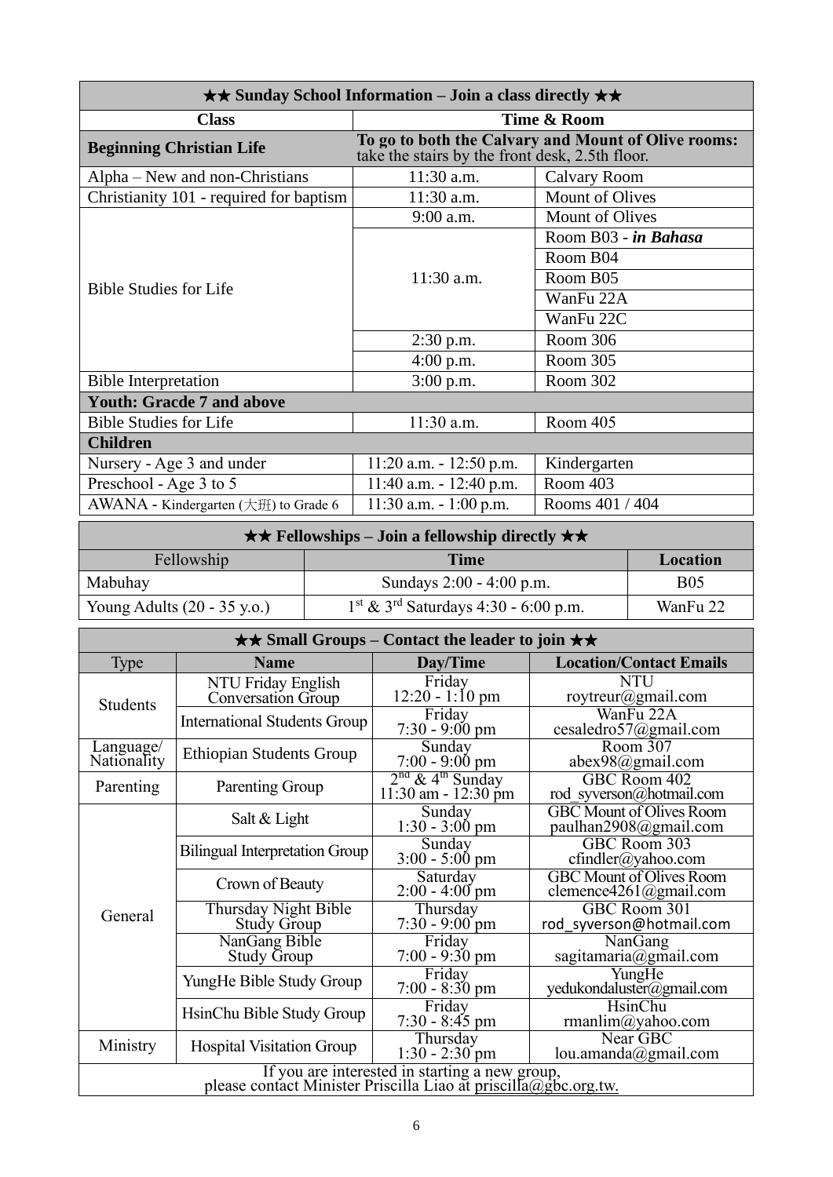## ★★ Sunday School Information – Join a class directly ★★

| Class | Time & Room | |
|---|---|---|
| **Beginning Christian Life** | **To go to both the Calvary and Mount of Olive rooms:** take the stairs by the front desk, 2.5th floor. | |
| Alpha – New and non-Christians | 11:30 a.m. | Calvary Room |
| Christianity 101 - required for baptism | 11:30 a.m. | Mount of Olives |
| Bible Studies for Life | 9:00 a.m. | Mount of Olives |
| | 11:30 a.m. | Room B03 - ***in Bahasa*** |
| | | Room B04 |
| | | Room B05 |
| | | WanFu 22A |
| | | WanFu 22C |
| | 2:30 p.m. | Room 306 |
| | 4:00 p.m. | Room 305 |
| Bible Interpretation | 3:00 p.m. | Room 302 |
| **Youth: Gracde 7 and above** | | |
| Bible Studies for Life | 11:30 a.m. | Room 405 |
| **Children** | | |
| Nursery - Age 3 and under | 11:20 a.m. - 12:50 p.m. | Kindergarten |
| Preschool - Age 3 to 5 | 11:40 a.m. - 12:40 p.m. | Room 403 |
| AWANA - Kindergarten (大班) to Grade 6 | 11:30 a.m. - 1:00 p.m. | Rooms 401 / 404 |

## ★★ Fellowships – Join a fellowship directly ★★

| Fellowship | Time | Location |
|---|---|---|
| Mabuhay | Sundays 2:00 - 4:00 p.m. | B05 |
| Young Adults (20 - 35 y.o.) | 1st & 3rd Saturdays 4:30 - 6:00 p.m. | WanFu 22 |

## ★★ Small Groups – Contact the leader to join ★★

| Type | Name | Day/Time | Location/Contact Emails |
|---|---|---|---|
| Students | NTU Friday English Conversation Group | Friday 12:20 - 1:10 pm | NTU roytreur@gmail.com |
| | International Students Group | Friday 7:30 - 9:00 pm | WanFu 22A cesaledro57@gmail.com |
| Language/ Nationality | Ethiopian Students Group | Sunday 7:00 - 9:00 pm | Room 307 abex98@gmail.com |
| Parenting | Parenting Group | 2nd & 4th Sunday 11:30 am - 12:30 pm | GBC Room 402 rod_syverson@hotmail.com |
| General | Salt & Light | Sunday 1:30 - 3:00 pm | GBC Mount of Olives Room paulhan2908@gmail.com |
| | Bilingual Interpretation Group | Sunday 3:00 - 5:00 pm | GBC Room 303 cfindler@yahoo.com |
| | Crown of Beauty | Saturday 2:00 - 4:00 pm | GBC Mount of Olives Room clemence4261@gmail.com |
| | Thursday Night Bible Study Group | Thursday 7:30 - 9:00 pm | GBC Room 301 rod_syverson@hotmail.com |
| | NanGang Bible Study Group | Friday 7:00 - 9:30 pm | NanGang sagitamaria@gmail.com |
| | YungHe Bible Study Group | Friday 7:00 - 8:30 pm | YungHe yedukondaluster@gmail.com |
| | HsinChu Bible Study Group | Friday 7:30 - 8:45 pm | HsinChu rmanlim@yahoo.com |
| Ministry | Hospital Visitation Group | Thursday 1:30 - 2:30 pm | Near GBC lou.amanda@gmail.com |

If you are interested in starting a new group, please contact Minister Priscilla Liao at priscilla@gbc.org.tw.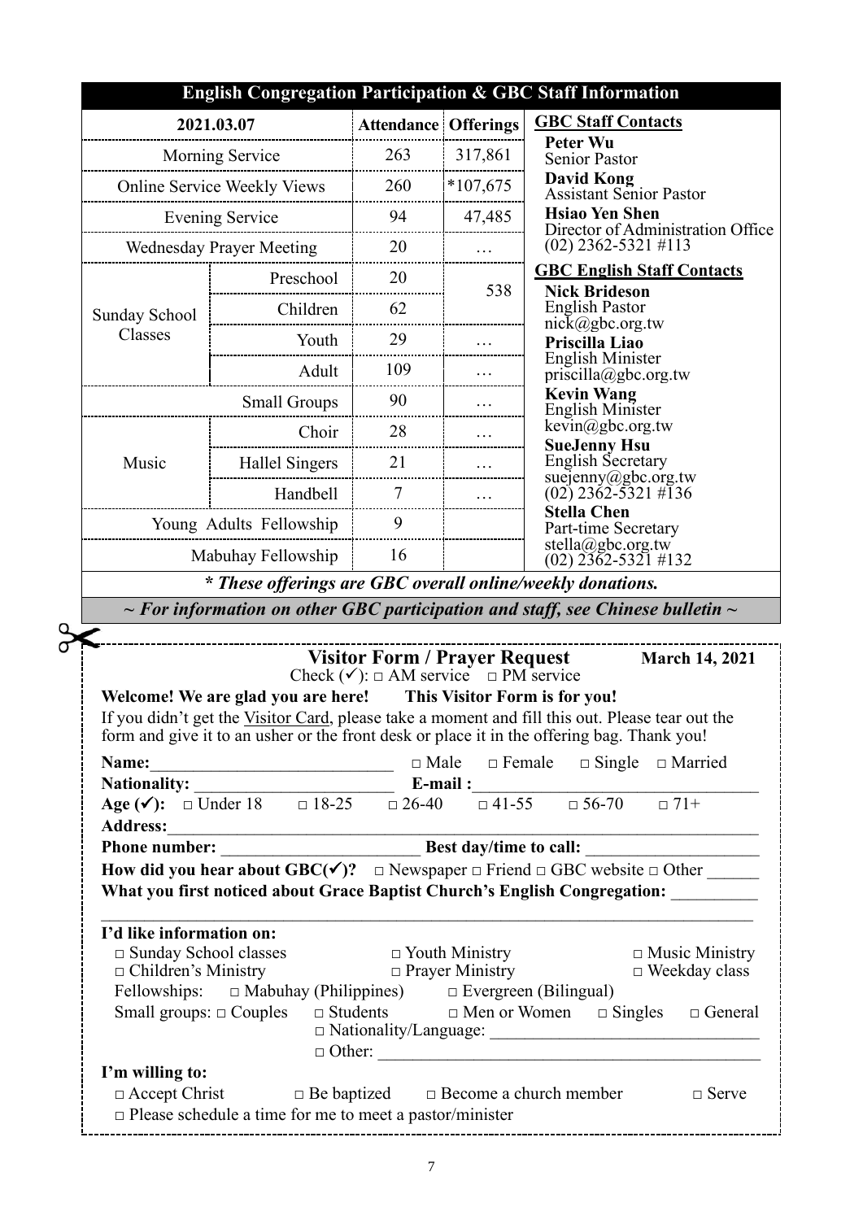## English Congregation Participation & GBC Staff Information

| 2021.03.07 | | Attendance | Offerings |
|---|---|---|---|
| Morning Service | | 263 | 317,861 |
| Online Service Weekly Views | | 260 | *107,675 |
| Evening Service | | 94 | 47,485 |
| Wednesday Prayer Meeting | | 20 | … |
| Sunday School Classes | Preschool | 20 | 538 |
| | Children | 62 | |
| | Youth | 29 | … |
| | Adult | 109 | … |
| Small Groups | | 90 | … |
| Music | Choir | 28 | … |
| | Hallel Singers | 21 | … |
| | Handbell | 7 | … |
| Young Adults Fellowship | | 9 | |
| Mabuhay Fellowship | | 16 | |

**GBC Staff Contacts**

**Peter Wu**
Senior Pastor

**David Kong**
Assistant Senior Pastor

**Hsiao Yen Shen**
Director of Administration Office
(02) 2362-5321 #113

**GBC English Staff Contacts**

**Nick Brideson**
English Pastor
nick@gbc.org.tw

**Priscilla Liao**
English Minister
priscilla@gbc.org.tw

**Kevin Wang**
English Minister
kevin@gbc.org.tw

**SueJenny Hsu**
English Secretary
suejenny@gbc.org.tw
(02) 2362-5321 #136

**Stella Chen**
Part-time Secretary
stella@gbc.org.tw
(02) 2362-5321 #132

***\* These offerings are GBC overall online/weekly donations.***

***~ For information on other GBC participation and staff, see Chinese bulletin ~***

---

## Visitor Form / Prayer Request

**March 14, 2021**

Check (✓): □ AM service □ PM service

**Welcome! We are glad you are here! This Visitor Form is for you!**

If you didn't get the Visitor Card, please take a moment and fill this out. Please tear out the form and give it to an usher or the front desk or place it in the offering bag. Thank you!

**Name:**_____________________________ □ Male □ Female □ Single □ Married

**Nationality:** _______________________ **E-mail :**_______________________________

**Age (✓):** □ Under 18 □ 18-25 □ 26-40 □ 41-55 □ 56-70 □ 71+

**Address:**_______________________________________________________________

**Phone number:** _______________________ **Best day/time to call:** ___________________

**How did you hear about GBC(✓)?** □ Newspaper □ Friend □ GBC website □ Other ______

**What you first noticed about Grace Baptist Church's English Congregation:** __________

_____________________________________________________________________________

**I'd like information on:**

□ Sunday School classes □ Youth Ministry □ Music Ministry
□ Children's Ministry □ Prayer Ministry □ Weekday class

Fellowships: □ Mabuhay (Philippines) □ Evergreen (Bilingual)

Small groups: □ Couples □ Students □ Men or Women □ Singles □ General
□ Nationality/Language: _______________________________
□ Other: ____________________________________________

**I'm willing to:**

□ Accept Christ □ Be baptized □ Become a church member □ Serve

□ Please schedule a time for me to meet a pastor/minister